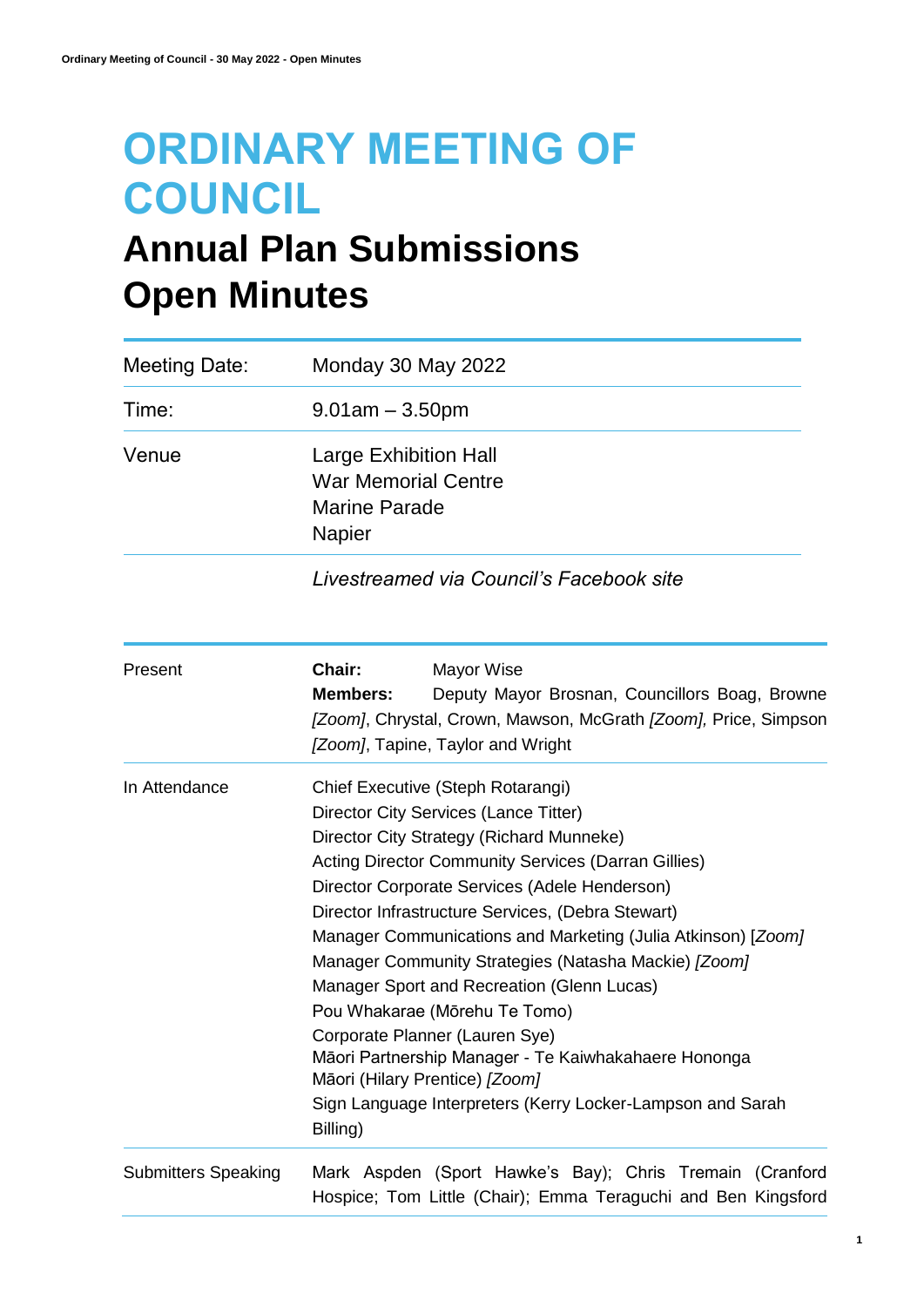# ORDINARY MEETING OF COUNCIL

## Annual Plan Submissions
## Open Minutes

| | |
|---|---|
| Meeting Date: | Monday 30 May 2022 |
| Time: | 9.01am – 3.50pm |
| Venue | Large Exhibition Hall<br>War Memorial Centre<br>Marine Parade<br>Napier |
| | *Livestreamed via Council's Facebook site* |

| | |
|---|---|
| Present | **Chair:** Mayor Wise<br>**Members:** Deputy Mayor Brosnan, Councillors Boag, Browne *[Zoom]*, Chrystal, Crown, Mawson, McGrath *[Zoom]*, Price, Simpson *[Zoom]*, Tapine, Taylor and Wright |
| In Attendance | Chief Executive (Steph Rotarangi)<br>Director City Services (Lance Titter)<br>Director City Strategy (Richard Munneke)<br>Acting Director Community Services (Darran Gillies)<br>Director Corporate Services (Adele Henderson)<br>Director Infrastructure Services, (Debra Stewart)<br>Manager Communications and Marketing (Julia Atkinson) [*Zoom]*<br>Manager Community Strategies (Natasha Mackie) *[Zoom]*<br>Manager Sport and Recreation (Glenn Lucas)<br>Pou Whakarae (Mōrehu Te Tomo)<br>Corporate Planner (Lauren Sye)<br>Māori Partnership Manager - Te Kaiwhakahaere Hononga Māori (Hilary Prentice) *[Zoom]*<br>Sign Language Interpreters (Kerry Locker-Lampson and Sarah Billing) |
| Submitters Speaking | Mark Aspden (Sport Hawke's Bay); Chris Tremain (Cranford Hospice; Tom Little (Chair); Emma Teraguchi and Ben Kingsford |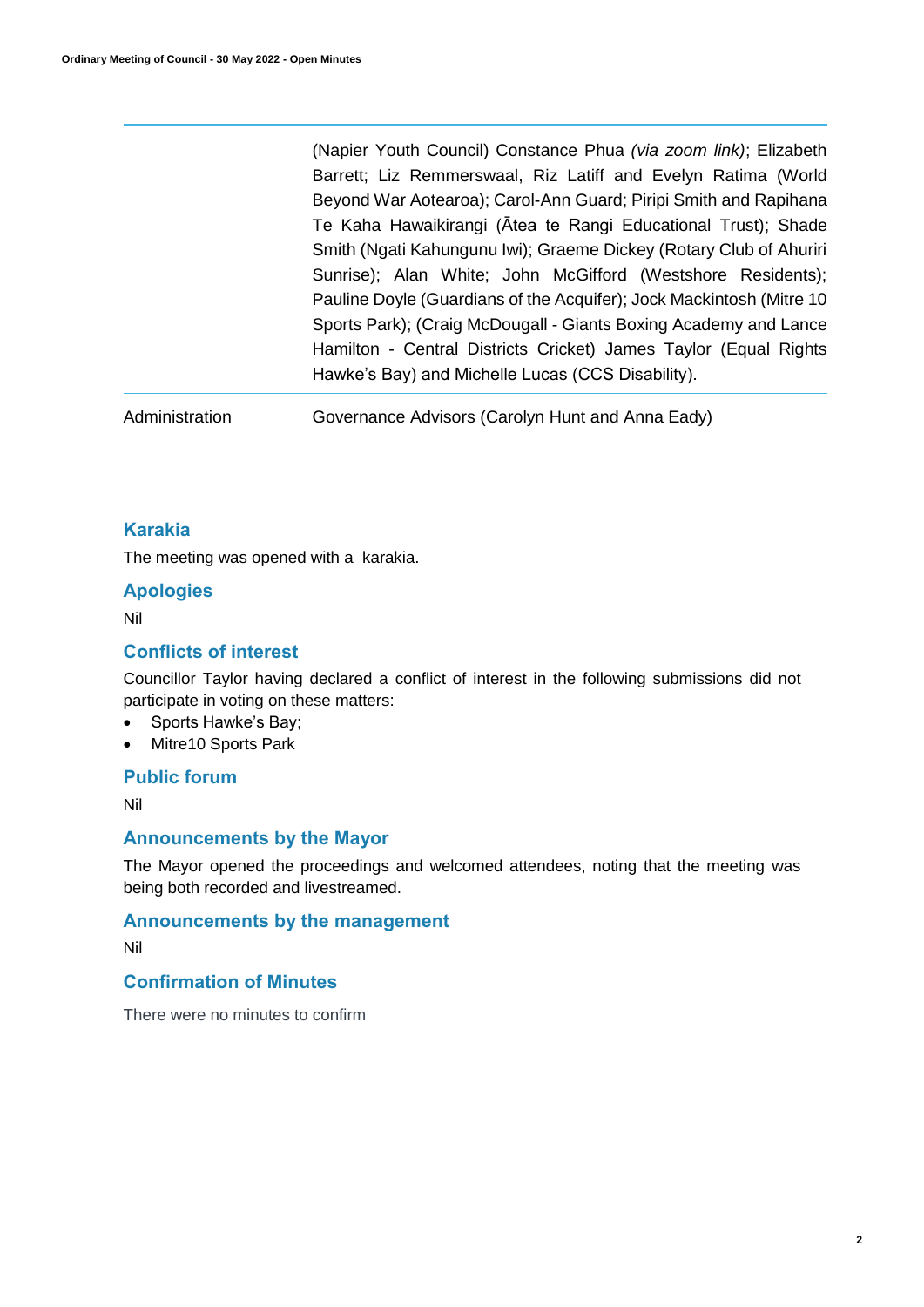| | |
|---|---|
| | (Napier Youth Council) Constance Phua *(via zoom link)*; Elizabeth Barrett; Liz Remmerswaal, Riz Latiff and Evelyn Ratima (World Beyond War Aotearoa); Carol-Ann Guard; Piripi Smith and Rapihana Te Kaha Hawaikirangi (Ātea te Rangi Educational Trust); Shade Smith (Ngati Kahungunu Iwi); Graeme Dickey (Rotary Club of Ahuriri Sunrise); Alan White; John McGifford (Westshore Residents); Pauline Doyle (Guardians of the Acquifer); Jock Mackintosh (Mitre 10 Sports Park); (Craig McDougall - Giants Boxing Academy and Lance Hamilton - Central Districts Cricket) James Taylor (Equal Rights Hawke's Bay) and Michelle Lucas (CCS Disability). |
| Administration | Governance Advisors (Carolyn Hunt and Anna Eady) |

## Karakia

The meeting was opened with a karakia.

## Apologies

Nil

## Conflicts of interest

Councillor Taylor having declared a conflict of interest in the following submissions did not participate in voting on these matters:

- Sports Hawke's Bay;
- Mitre10 Sports Park

## Public forum

Nil

## Announcements by the Mayor

The Mayor opened the proceedings and welcomed attendees, noting that the meeting was being both recorded and livestreamed.

## Announcements by the management

Nil

## Confirmation of Minutes

There were no minutes to confirm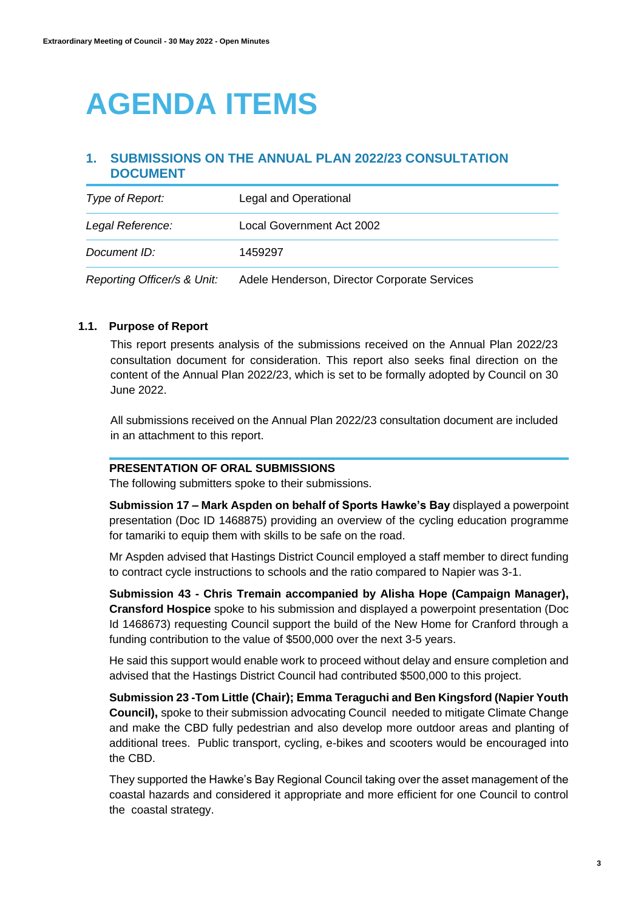# AGENDA ITEMS

## 1. SUBMISSIONS ON THE ANNUAL PLAN 2022/23 CONSULTATION DOCUMENT

| | |
|---|---|
| *Type of Report:* | Legal and Operational |
| *Legal Reference:* | Local Government Act 2002 |
| *Document ID:* | 1459297 |
| *Reporting Officer/s & Unit:* | Adele Henderson, Director Corporate Services |

### 1.1. Purpose of Report

This report presents analysis of the submissions received on the Annual Plan 2022/23 consultation document for consideration. This report also seeks final direction on the content of the Annual Plan 2022/23, which is set to be formally adopted by Council on 30 June 2022.

All submissions received on the Annual Plan 2022/23 consultation document are included in an attachment to this report.

**PRESENTATION OF ORAL SUBMISSIONS**

The following submitters spoke to their submissions.

**Submission 17 – Mark Aspden on behalf of Sports Hawke's Bay** displayed a powerpoint presentation (Doc ID 1468875) providing an overview of the cycling education programme for tamariki to equip them with skills to be safe on the road.

Mr Aspden advised that Hastings District Council employed a staff member to direct funding to contract cycle instructions to schools and the ratio compared to Napier was 3-1.

**Submission 43 - Chris Tremain accompanied by Alisha Hope (Campaign Manager), Cransford Hospice** spoke to his submission and displayed a powerpoint presentation (Doc Id 1468673) requesting Council support the build of the New Home for Cranford through a funding contribution to the value of $500,000 over the next 3-5 years.

He said this support would enable work to proceed without delay and ensure completion and advised that the Hastings District Council had contributed $500,000 to this project.

**Submission 23 -Tom Little (Chair); Emma Teraguchi and Ben Kingsford (Napier Youth Council),** spoke to their submission advocating Council needed to mitigate Climate Change and make the CBD fully pedestrian and also develop more outdoor areas and planting of additional trees. Public transport, cycling, e-bikes and scooters would be encouraged into the CBD.

They supported the Hawke's Bay Regional Council taking over the asset management of the coastal hazards and considered it appropriate and more efficient for one Council to control the coastal strategy.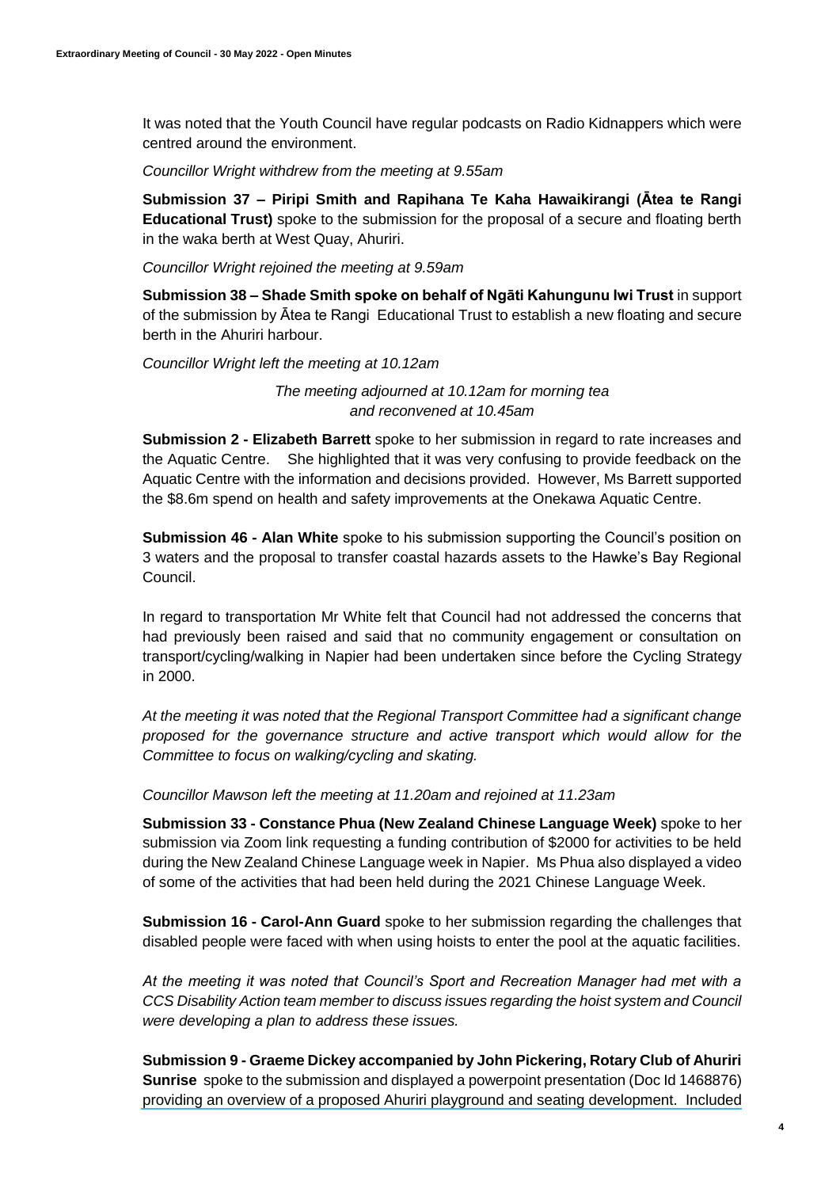It was noted that the Youth Council have regular podcasts on Radio Kidnappers which were centred around the environment.

*Councillor Wright withdrew from the meeting at 9.55am*

**Submission 37 – Piripi Smith and Rapihana Te Kaha Hawaikirangi (Ātea te Rangi Educational Trust)** spoke to the submission for the proposal of a secure and floating berth in the waka berth at West Quay, Ahuriri.

*Councillor Wright rejoined the meeting at 9.59am*

**Submission 38 – Shade Smith spoke on behalf of Ngāti Kahungunu Iwi Trust** in support of the submission by Ātea te Rangi Educational Trust to establish a new floating and secure berth in the Ahuriri harbour.

*Councillor Wright left the meeting at 10.12am*

*The meeting adjourned at 10.12am for morning tea and reconvened at 10.45am*

**Submission 2 - Elizabeth Barrett** spoke to her submission in regard to rate increases and the Aquatic Centre. She highlighted that it was very confusing to provide feedback on the Aquatic Centre with the information and decisions provided. However, Ms Barrett supported the $8.6m spend on health and safety improvements at the Onekawa Aquatic Centre.

**Submission 46 - Alan White** spoke to his submission supporting the Council's position on 3 waters and the proposal to transfer coastal hazards assets to the Hawke's Bay Regional Council.

In regard to transportation Mr White felt that Council had not addressed the concerns that had previously been raised and said that no community engagement or consultation on transport/cycling/walking in Napier had been undertaken since before the Cycling Strategy in 2000.

*At the meeting it was noted that the Regional Transport Committee had a significant change proposed for the governance structure and active transport which would allow for the Committee to focus on walking/cycling and skating.*

*Councillor Mawson left the meeting at 11.20am and rejoined at 11.23am*

**Submission 33 - Constance Phua (New Zealand Chinese Language Week)** spoke to her submission via Zoom link requesting a funding contribution of $2000 for activities to be held during the New Zealand Chinese Language week in Napier. Ms Phua also displayed a video of some of the activities that had been held during the 2021 Chinese Language Week.

**Submission 16 - Carol-Ann Guard** spoke to her submission regarding the challenges that disabled people were faced with when using hoists to enter the pool at the aquatic facilities.

*At the meeting it was noted that Council's Sport and Recreation Manager had met with a CCS Disability Action team member to discuss issues regarding the hoist system and Council were developing a plan to address these issues.*

**Submission 9 - Graeme Dickey accompanied by John Pickering, Rotary Club of Ahuriri Sunrise** spoke to the submission and displayed a powerpoint presentation (Doc Id 1468876) providing an overview of a proposed Ahuriri playground and seating development. Included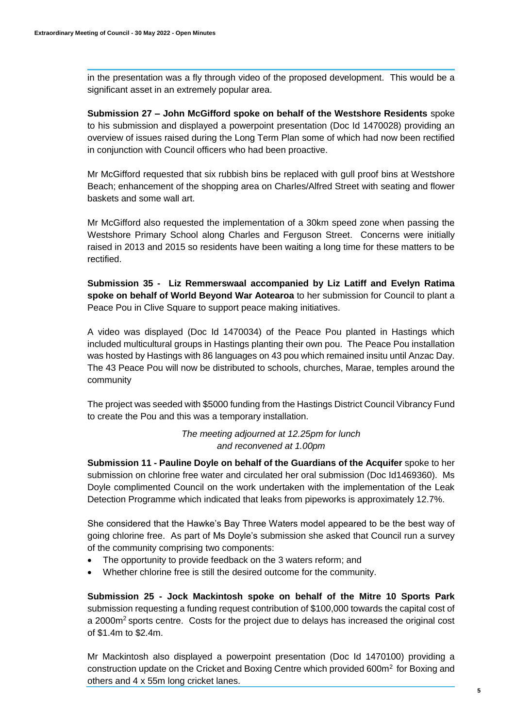in the presentation was a fly through video of the proposed development. This would be a significant asset in an extremely popular area.

**Submission 27 – John McGifford spoke on behalf of the Westshore Residents** spoke to his submission and displayed a powerpoint presentation (Doc Id 1470028) providing an overview of issues raised during the Long Term Plan some of which had now been rectified in conjunction with Council officers who had been proactive.

Mr McGifford requested that six rubbish bins be replaced with gull proof bins at Westshore Beach; enhancement of the shopping area on Charles/Alfred Street with seating and flower baskets and some wall art.

Mr McGifford also requested the implementation of a 30km speed zone when passing the Westshore Primary School along Charles and Ferguson Street. Concerns were initially raised in 2013 and 2015 so residents have been waiting a long time for these matters to be rectified.

**Submission 35 - Liz Remmerswaal accompanied by Liz Latiff and Evelyn Ratima spoke on behalf of World Beyond War Aotearoa** to her submission for Council to plant a Peace Pou in Clive Square to support peace making initiatives.

A video was displayed (Doc Id 1470034) of the Peace Pou planted in Hastings which included multicultural groups in Hastings planting their own pou. The Peace Pou installation was hosted by Hastings with 86 languages on 43 pou which remained insitu until Anzac Day. The 43 Peace Pou will now be distributed to schools, churches, Marae, temples around the community

The project was seeded with $5000 funding from the Hastings District Council Vibrancy Fund to create the Pou and this was a temporary installation.

*The meeting adjourned at 12.25pm for lunch and reconvened at 1.00pm*

**Submission 11 - Pauline Doyle on behalf of the Guardians of the Acquifer** spoke to her submission on chlorine free water and circulated her oral submission (Doc Id1469360). Ms Doyle complimented Council on the work undertaken with the implementation of the Leak Detection Programme which indicated that leaks from pipeworks is approximately 12.7%.

She considered that the Hawke's Bay Three Waters model appeared to be the best way of going chlorine free. As part of Ms Doyle's submission she asked that Council run a survey of the community comprising two components:

- The opportunity to provide feedback on the 3 waters reform; and
- Whether chlorine free is still the desired outcome for the community.

**Submission 25 - Jock Mackintosh spoke on behalf of the Mitre 10 Sports Park** submission requesting a funding request contribution of $100,000 towards the capital cost of a 2000m$^2$ sports centre. Costs for the project due to delays has increased the original cost of $1.4m to $2.4m.

Mr Mackintosh also displayed a powerpoint presentation (Doc Id 1470100) providing a construction update on the Cricket and Boxing Centre which provided 600m$^2$ for Boxing and others and 4 x 55m long cricket lanes.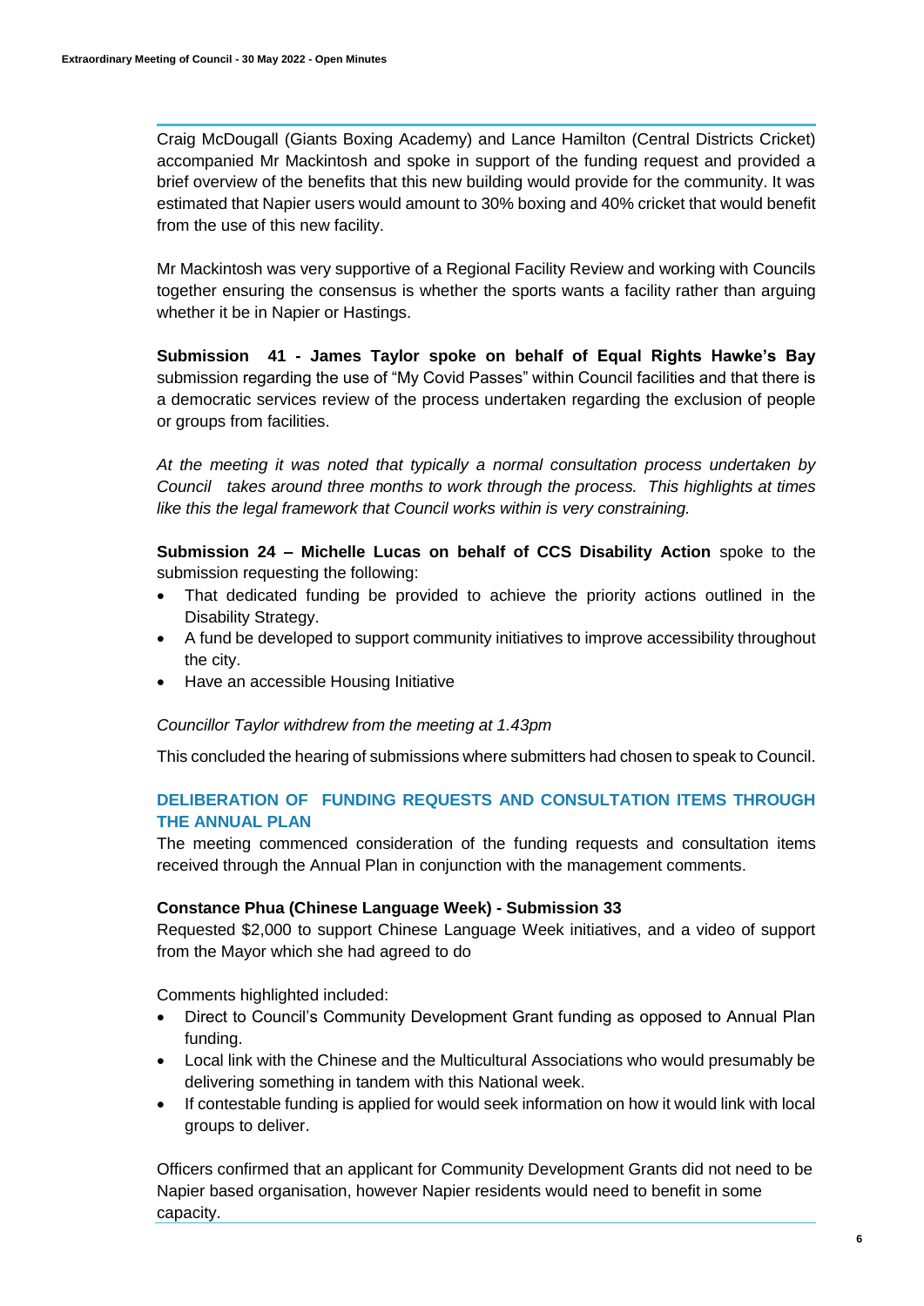Craig McDougall (Giants Boxing Academy) and Lance Hamilton (Central Districts Cricket) accompanied Mr Mackintosh and spoke in support of the funding request and provided a brief overview of the benefits that this new building would provide for the community. It was estimated that Napier users would amount to 30% boxing and 40% cricket that would benefit from the use of this new facility.

Mr Mackintosh was very supportive of a Regional Facility Review and working with Councils together ensuring the consensus is whether the sports wants a facility rather than arguing whether it be in Napier or Hastings.

**Submission 41 - James Taylor spoke on behalf of Equal Rights Hawke's Bay** submission regarding the use of "My Covid Passes" within Council facilities and that there is a democratic services review of the process undertaken regarding the exclusion of people or groups from facilities.

*At the meeting it was noted that typically a normal consultation process undertaken by Council takes around three months to work through the process. This highlights at times like this the legal framework that Council works within is very constraining.*

**Submission 24 – Michelle Lucas on behalf of CCS Disability Action** spoke to the submission requesting the following:

- That dedicated funding be provided to achieve the priority actions outlined in the Disability Strategy.
- A fund be developed to support community initiatives to improve accessibility throughout the city.
- Have an accessible Housing Initiative

*Councillor Taylor withdrew from the meeting at 1.43pm*

This concluded the hearing of submissions where submitters had chosen to speak to Council.

## DELIBERATION OF FUNDING REQUESTS AND CONSULTATION ITEMS THROUGH THE ANNUAL PLAN

The meeting commenced consideration of the funding requests and consultation items received through the Annual Plan in conjunction with the management comments.

**Constance Phua (Chinese Language Week) - Submission 33**

Requested $2,000 to support Chinese Language Week initiatives, and a video of support from the Mayor which she had agreed to do

Comments highlighted included:

- Direct to Council's Community Development Grant funding as opposed to Annual Plan funding.
- Local link with the Chinese and the Multicultural Associations who would presumably be delivering something in tandem with this National week.
- If contestable funding is applied for would seek information on how it would link with local groups to deliver.

Officers confirmed that an applicant for Community Development Grants did not need to be Napier based organisation, however Napier residents would need to benefit in some capacity.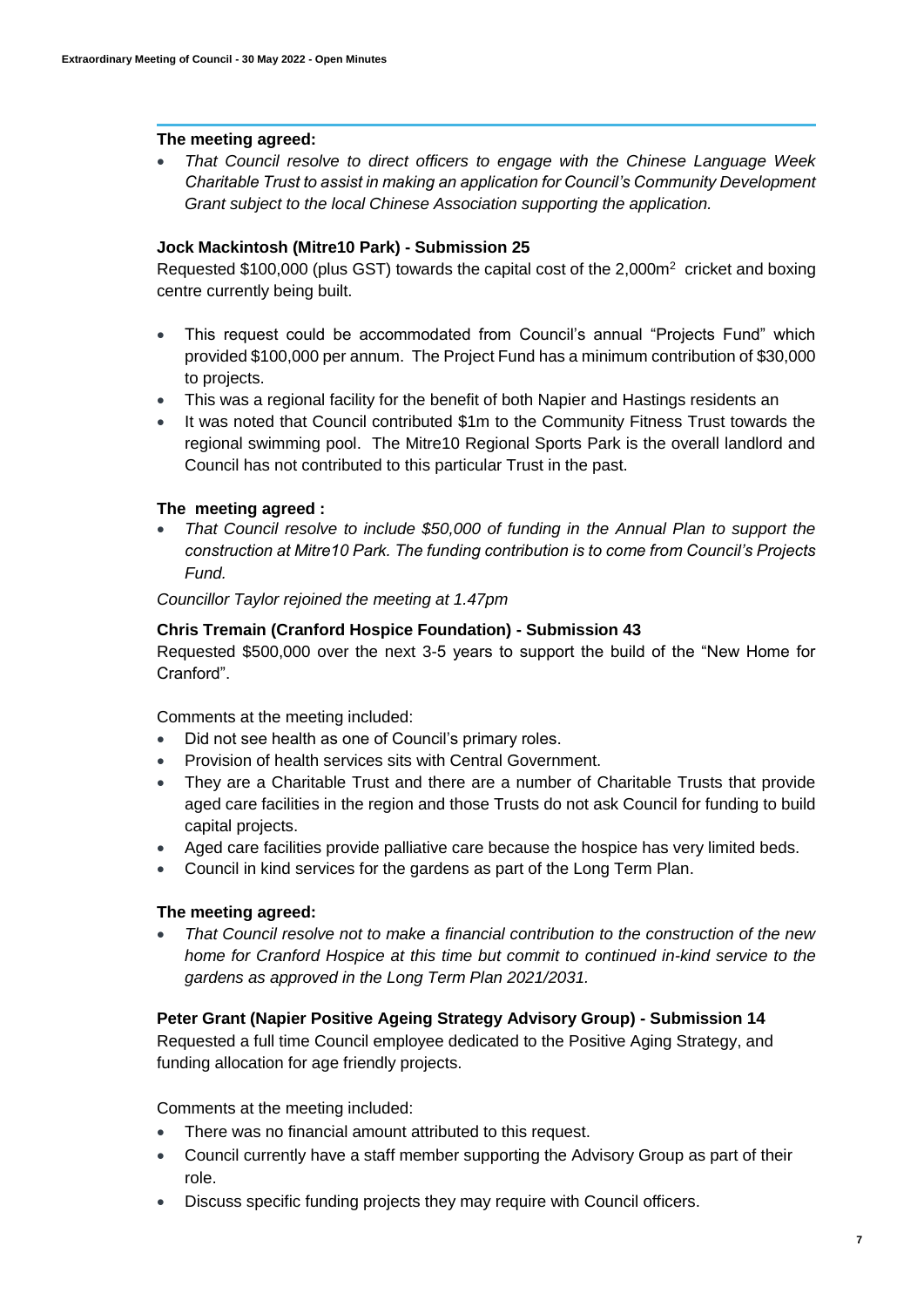**The meeting agreed:**

- *That Council resolve to direct officers to engage with the Chinese Language Week Charitable Trust to assist in making an application for Council's Community Development Grant subject to the local Chinese Association supporting the application.*

**Jock Mackintosh (Mitre10 Park) - Submission 25**

Requested $100,000 (plus GST) towards the capital cost of the 2,000m$^2$ cricket and boxing centre currently being built.

- This request could be accommodated from Council's annual "Projects Fund" which provided $100,000 per annum. The Project Fund has a minimum contribution of $30,000 to projects.
- This was a regional facility for the benefit of both Napier and Hastings residents an
- It was noted that Council contributed $1m to the Community Fitness Trust towards the regional swimming pool. The Mitre10 Regional Sports Park is the overall landlord and Council has not contributed to this particular Trust in the past.

**The meeting agreed :**

- *That Council resolve to include $50,000 of funding in the Annual Plan to support the construction at Mitre10 Park. The funding contribution is to come from Council's Projects Fund.*

*Councillor Taylor rejoined the meeting at 1.47pm*

**Chris Tremain (Cranford Hospice Foundation) - Submission 43**

Requested $500,000 over the next 3-5 years to support the build of the "New Home for Cranford".

Comments at the meeting included:

- Did not see health as one of Council's primary roles.
- Provision of health services sits with Central Government.
- They are a Charitable Trust and there are a number of Charitable Trusts that provide aged care facilities in the region and those Trusts do not ask Council for funding to build capital projects.
- Aged care facilities provide palliative care because the hospice has very limited beds.
- Council in kind services for the gardens as part of the Long Term Plan.

**The meeting agreed:**

- *That Council resolve not to make a financial contribution to the construction of the new home for Cranford Hospice at this time but commit to continued in-kind service to the gardens as approved in the Long Term Plan 2021/2031.*

**Peter Grant (Napier Positive Ageing Strategy Advisory Group) - Submission 14**

Requested a full time Council employee dedicated to the Positive Aging Strategy, and funding allocation for age friendly projects.

Comments at the meeting included:

- There was no financial amount attributed to this request.
- Council currently have a staff member supporting the Advisory Group as part of their role.
- Discuss specific funding projects they may require with Council officers.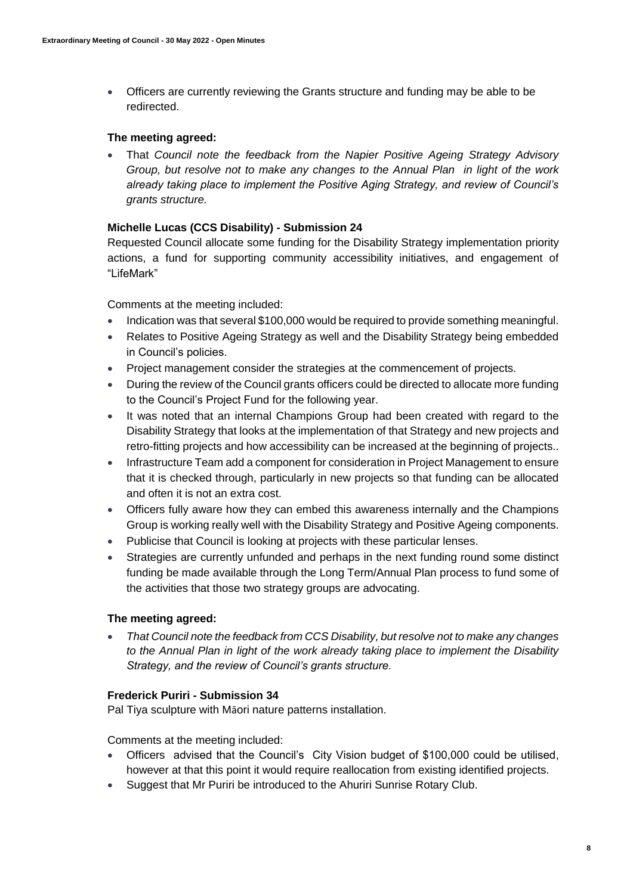- Officers are currently reviewing the Grants structure and funding may be able to be redirected.

**The meeting agreed:**

- That *Council note the feedback from the Napier Positive Ageing Strategy Advisory Group, but resolve not to make any changes to the Annual Plan in light of the work already taking place to implement the Positive Aging Strategy, and review of Council's grants structure.*

**Michelle Lucas (CCS Disability) - Submission 24**

Requested Council allocate some funding for the Disability Strategy implementation priority actions, a fund for supporting community accessibility initiatives, and engagement of "LifeMark"

Comments at the meeting included:

- Indication was that several $100,000 would be required to provide something meaningful.
- Relates to Positive Ageing Strategy as well and the Disability Strategy being embedded in Council's policies.
- Project management consider the strategies at the commencement of projects.
- During the review of the Council grants officers could be directed to allocate more funding to the Council's Project Fund for the following year.
- It was noted that an internal Champions Group had been created with regard to the Disability Strategy that looks at the implementation of that Strategy and new projects and retro-fitting projects and how accessibility can be increased at the beginning of projects..
- Infrastructure Team add a component for consideration in Project Management to ensure that it is checked through, particularly in new projects so that funding can be allocated and often it is not an extra cost.
- Officers fully aware how they can embed this awareness internally and the Champions Group is working really well with the Disability Strategy and Positive Ageing components.
- Publicise that Council is looking at projects with these particular lenses.
- Strategies are currently unfunded and perhaps in the next funding round some distinct funding be made available through the Long Term/Annual Plan process to fund some of the activities that those two strategy groups are advocating.

**The meeting agreed:**

- *That Council note the feedback from CCS Disability, but resolve not to make any changes to the Annual Plan in light of the work already taking place to implement the Disability Strategy, and the review of Council's grants structure.*

**Frederick Puriri - Submission 34**

Pal Tiya sculpture with Māori nature patterns installation.

Comments at the meeting included:

- Officers advised that the Council's City Vision budget of $100,000 could be utilised, however at that this point it would require reallocation from existing identified projects.
- Suggest that Mr Puriri be introduced to the Ahuriri Sunrise Rotary Club.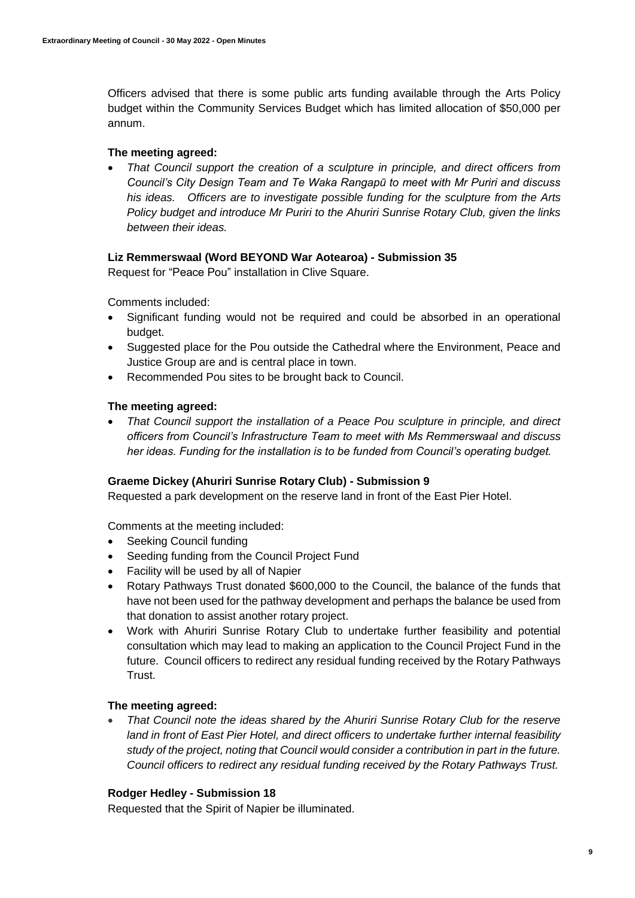Officers advised that there is some public arts funding available through the Arts Policy budget within the Community Services Budget which has limited allocation of $50,000 per annum.

**The meeting agreed:**

- *That Council support the creation of a sculpture in principle, and direct officers from Council's City Design Team and Te Waka Rangapū to meet with Mr Puriri and discuss his ideas. Officers are to investigate possible funding for the sculpture from the Arts Policy budget and introduce Mr Puriri to the Ahuriri Sunrise Rotary Club, given the links between their ideas.*

**Liz Remmerswaal (Word BEYOND War Aotearoa) - Submission 35**

Request for "Peace Pou" installation in Clive Square.

Comments included:

- Significant funding would not be required and could be absorbed in an operational budget.
- Suggested place for the Pou outside the Cathedral where the Environment, Peace and Justice Group are and is central place in town.
- Recommended Pou sites to be brought back to Council.

**The meeting agreed:**

- *That Council support the installation of a Peace Pou sculpture in principle, and direct officers from Council's Infrastructure Team to meet with Ms Remmerswaal and discuss her ideas. Funding for the installation is to be funded from Council's operating budget.*

**Graeme Dickey (Ahuriri Sunrise Rotary Club) - Submission 9**

Requested a park development on the reserve land in front of the East Pier Hotel.

Comments at the meeting included:

- Seeking Council funding
- Seeding funding from the Council Project Fund
- Facility will be used by all of Napier
- Rotary Pathways Trust donated $600,000 to the Council, the balance of the funds that have not been used for the pathway development and perhaps the balance be used from that donation to assist another rotary project.
- Work with Ahuriri Sunrise Rotary Club to undertake further feasibility and potential consultation which may lead to making an application to the Council Project Fund in the future. Council officers to redirect any residual funding received by the Rotary Pathways Trust.

**The meeting agreed:**

- *That Council note the ideas shared by the Ahuriri Sunrise Rotary Club for the reserve land in front of East Pier Hotel, and direct officers to undertake further internal feasibility study of the project, noting that Council would consider a contribution in part in the future. Council officers to redirect any residual funding received by the Rotary Pathways Trust.*

**Rodger Hedley - Submission 18**

Requested that the Spirit of Napier be illuminated.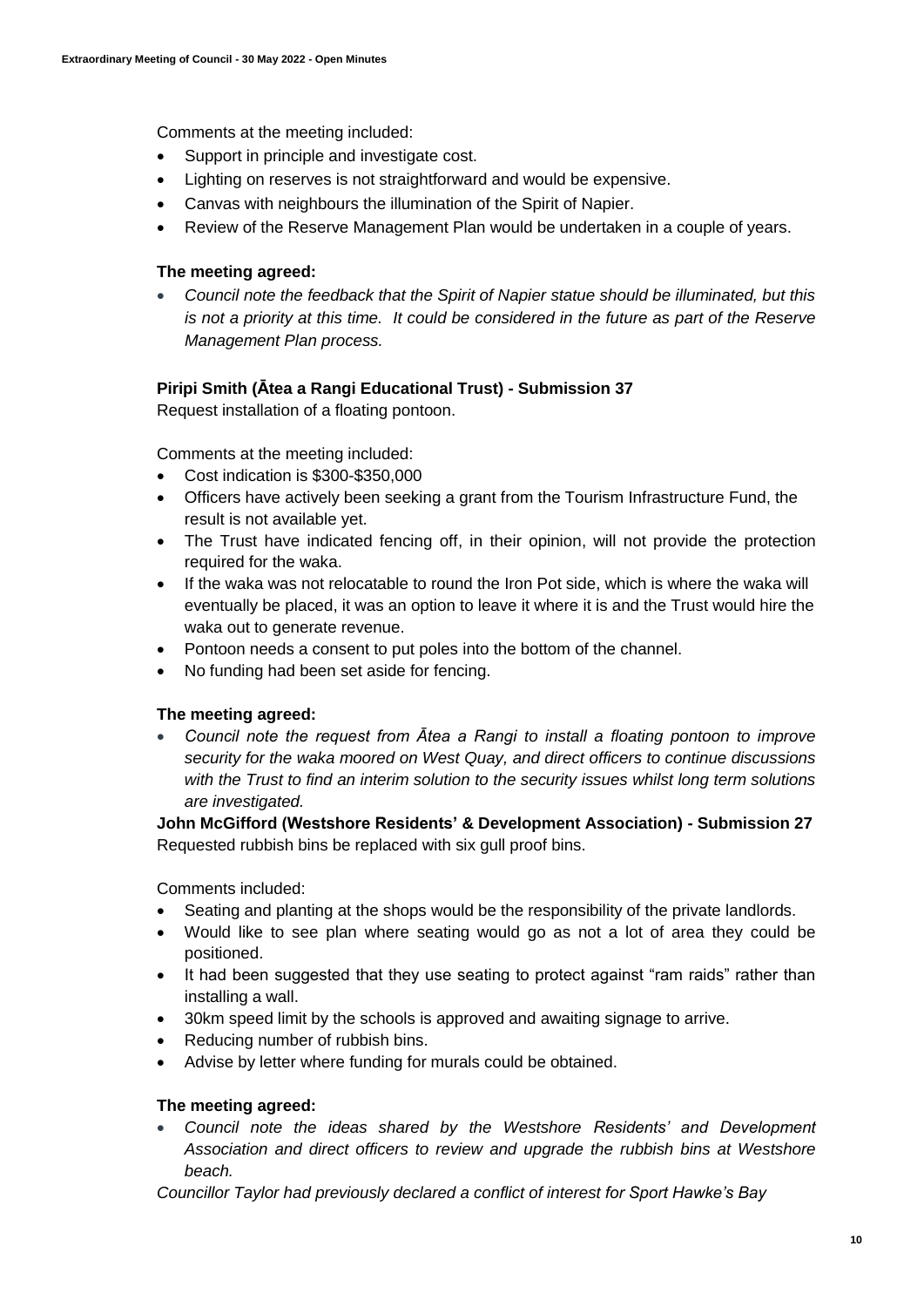Comments at the meeting included:

- Support in principle and investigate cost.
- Lighting on reserves is not straightforward and would be expensive.
- Canvas with neighbours the illumination of the Spirit of Napier.
- Review of the Reserve Management Plan would be undertaken in a couple of years.

**The meeting agreed:**

- *Council note the feedback that the Spirit of Napier statue should be illuminated, but this is not a priority at this time. It could be considered in the future as part of the Reserve Management Plan process.*

**Piripi Smith (Ātea a Rangi Educational Trust) - Submission 37**

Request installation of a floating pontoon.

Comments at the meeting included:

- Cost indication is $300-$350,000
- Officers have actively been seeking a grant from the Tourism Infrastructure Fund, the result is not available yet.
- The Trust have indicated fencing off, in their opinion, will not provide the protection required for the waka.
- If the waka was not relocatable to round the Iron Pot side, which is where the waka will eventually be placed, it was an option to leave it where it is and the Trust would hire the waka out to generate revenue.
- Pontoon needs a consent to put poles into the bottom of the channel.
- No funding had been set aside for fencing.

**The meeting agreed:**

- *Council note the request from Ātea a Rangi to install a floating pontoon to improve security for the waka moored on West Quay, and direct officers to continue discussions with the Trust to find an interim solution to the security issues whilst long term solutions are investigated.*

**John McGifford (Westshore Residents' & Development Association) - Submission 27**

Requested rubbish bins be replaced with six gull proof bins.

Comments included:

- Seating and planting at the shops would be the responsibility of the private landlords.
- Would like to see plan where seating would go as not a lot of area they could be positioned.
- It had been suggested that they use seating to protect against "ram raids" rather than installing a wall.
- 30km speed limit by the schools is approved and awaiting signage to arrive.
- Reducing number of rubbish bins.
- Advise by letter where funding for murals could be obtained.

**The meeting agreed:**

- *Council note the ideas shared by the Westshore Residents' and Development Association and direct officers to review and upgrade the rubbish bins at Westshore beach.*

*Councillor Taylor had previously declared a conflict of interest for Sport Hawke's Bay*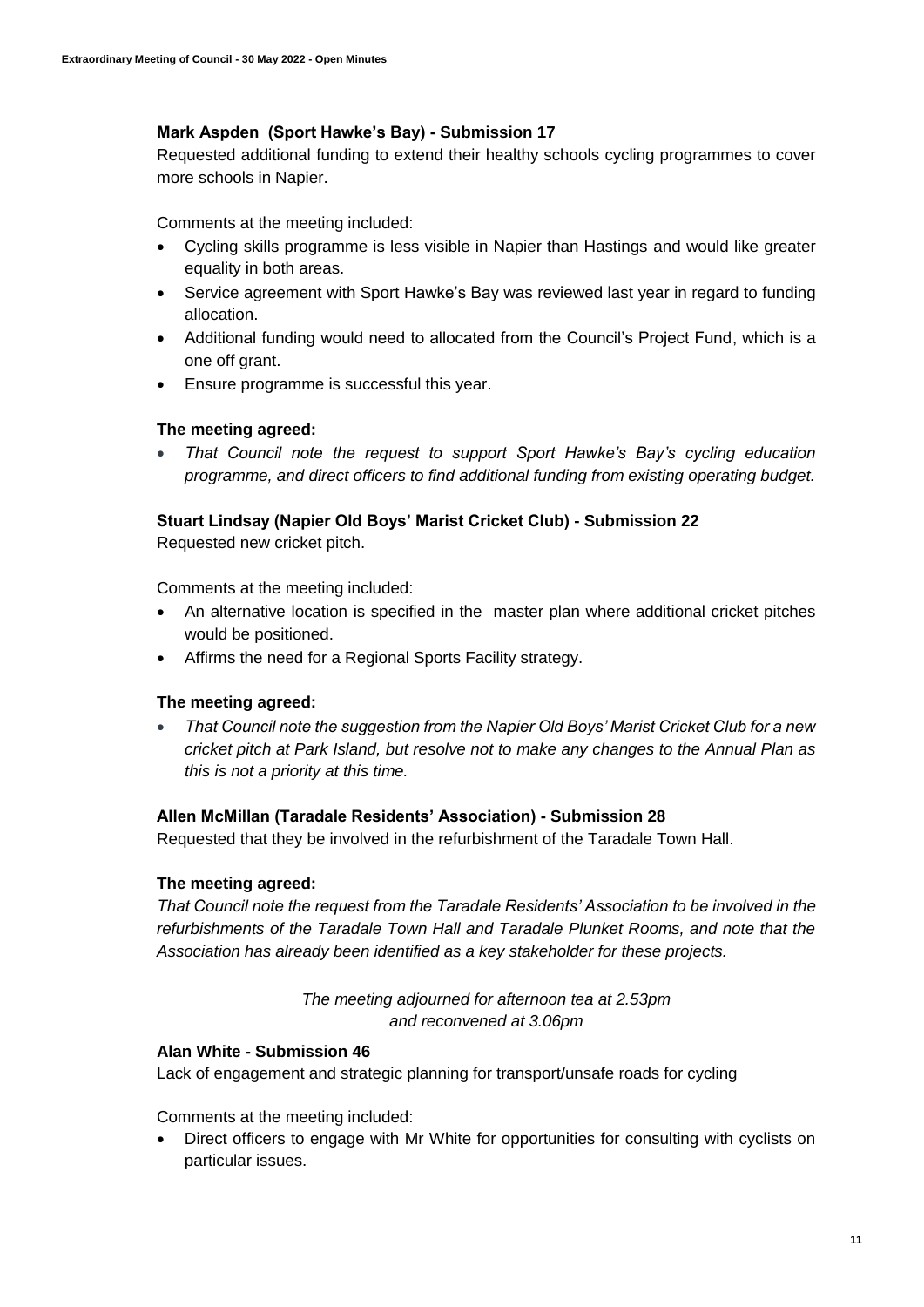**Mark Aspden (Sport Hawke's Bay) - Submission 17**

Requested additional funding to extend their healthy schools cycling programmes to cover more schools in Napier.

Comments at the meeting included:

- Cycling skills programme is less visible in Napier than Hastings and would like greater equality in both areas.
- Service agreement with Sport Hawke's Bay was reviewed last year in regard to funding allocation.
- Additional funding would need to allocated from the Council's Project Fund, which is a one off grant.
- Ensure programme is successful this year.

**The meeting agreed:**

- *That Council note the request to support Sport Hawke's Bay's cycling education programme, and direct officers to find additional funding from existing operating budget.*

**Stuart Lindsay (Napier Old Boys' Marist Cricket Club) - Submission 22**

Requested new cricket pitch.

Comments at the meeting included:

- An alternative location is specified in the master plan where additional cricket pitches would be positioned.
- Affirms the need for a Regional Sports Facility strategy.

**The meeting agreed:**

- *That Council note the suggestion from the Napier Old Boys' Marist Cricket Club for a new cricket pitch at Park Island, but resolve not to make any changes to the Annual Plan as this is not a priority at this time.*

**Allen McMillan (Taradale Residents' Association) - Submission 28**

Requested that they be involved in the refurbishment of the Taradale Town Hall.

**The meeting agreed:**

*That Council note the request from the Taradale Residents' Association to be involved in the refurbishments of the Taradale Town Hall and Taradale Plunket Rooms, and note that the Association has already been identified as a key stakeholder for these projects.*

*The meeting adjourned for afternoon tea at 2.53pm and reconvened at 3.06pm*

**Alan White - Submission 46**

Lack of engagement and strategic planning for transport/unsafe roads for cycling

Comments at the meeting included:

- Direct officers to engage with Mr White for opportunities for consulting with cyclists on particular issues.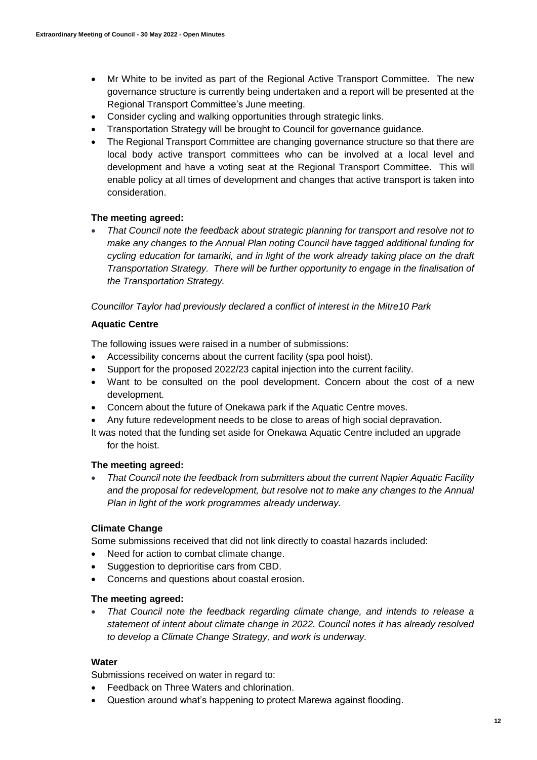- Mr White to be invited as part of the Regional Active Transport Committee. The new governance structure is currently being undertaken and a report will be presented at the Regional Transport Committee's June meeting.
- Consider cycling and walking opportunities through strategic links.
- Transportation Strategy will be brought to Council for governance guidance.
- The Regional Transport Committee are changing governance structure so that there are local body active transport committees who can be involved at a local level and development and have a voting seat at the Regional Transport Committee. This will enable policy at all times of development and changes that active transport is taken into consideration.

**The meeting agreed:**

- *That Council note the feedback about strategic planning for transport and resolve not to make any changes to the Annual Plan noting Council have tagged additional funding for cycling education for tamariki, and in light of the work already taking place on the draft Transportation Strategy. There will be further opportunity to engage in the finalisation of the Transportation Strategy.*

*Councillor Taylor had previously declared a conflict of interest in the Mitre10 Park*

**Aquatic Centre**

The following issues were raised in a number of submissions:

- Accessibility concerns about the current facility (spa pool hoist).
- Support for the proposed 2022/23 capital injection into the current facility.
- Want to be consulted on the pool development. Concern about the cost of a new development.
- Concern about the future of Onekawa park if the Aquatic Centre moves.
- Any future redevelopment needs to be close to areas of high social depravation.

It was noted that the funding set aside for Onekawa Aquatic Centre included an upgrade for the hoist.

**The meeting agreed:**

- *That Council note the feedback from submitters about the current Napier Aquatic Facility and the proposal for redevelopment, but resolve not to make any changes to the Annual Plan in light of the work programmes already underway.*

**Climate Change**

Some submissions received that did not link directly to coastal hazards included:

- Need for action to combat climate change.
- Suggestion to deprioritise cars from CBD.
- Concerns and questions about coastal erosion.

**The meeting agreed:**

- *That Council note the feedback regarding climate change, and intends to release a statement of intent about climate change in 2022. Council notes it has already resolved to develop a Climate Change Strategy, and work is underway.*

**Water**

Submissions received on water in regard to:

- Feedback on Three Waters and chlorination.
- Question around what's happening to protect Marewa against flooding.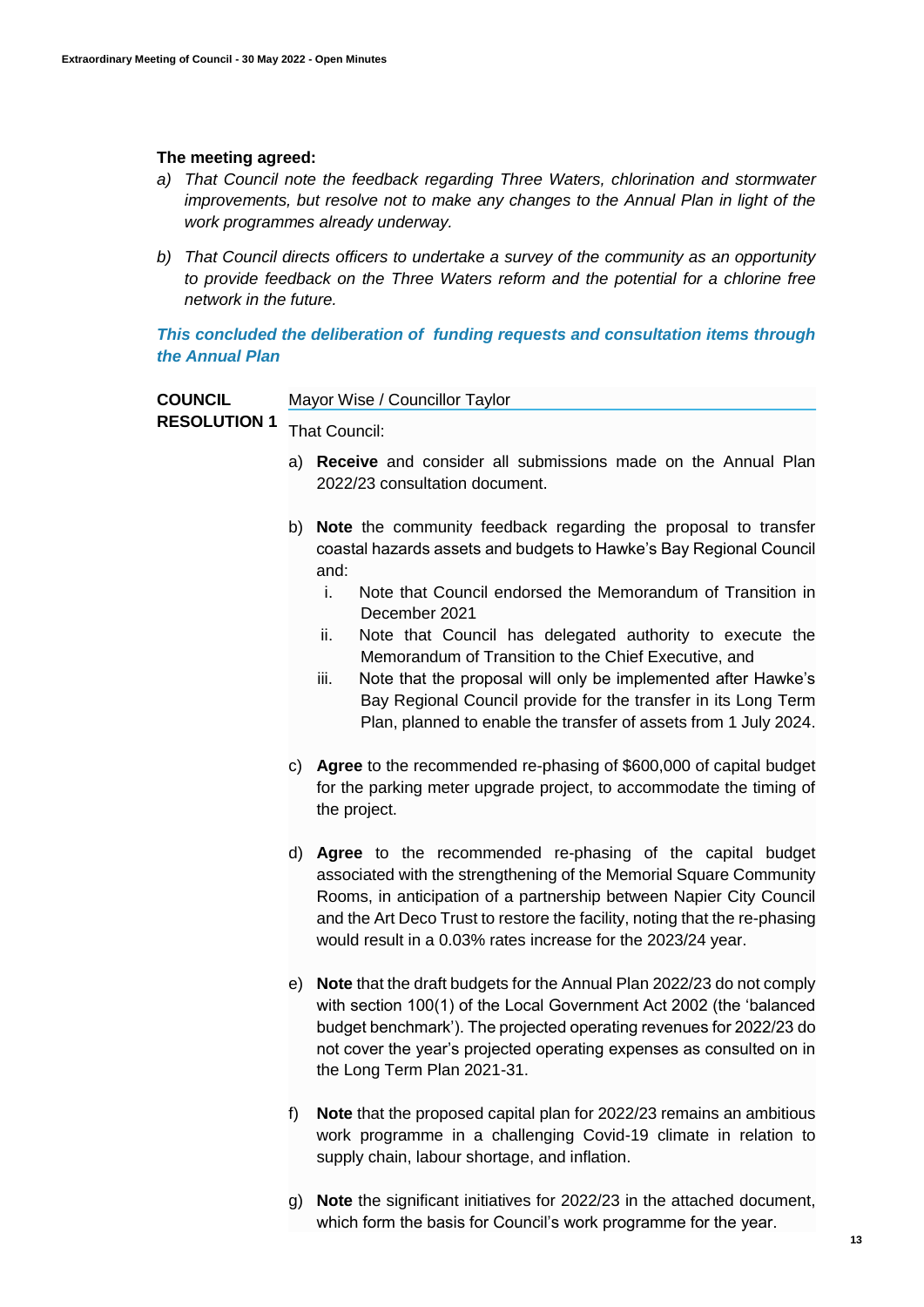**The meeting agreed:**

a) *That Council note the feedback regarding Three Waters, chlorination and stormwater improvements, but resolve not to make any changes to the Annual Plan in light of the work programmes already underway.*

b) *That Council directs officers to undertake a survey of the community as an opportunity to provide feedback on the Three Waters reform and the potential for a chlorine free network in the future.*

***This concluded the deliberation of funding requests and consultation items through the Annual Plan***

**COUNCIL RESOLUTION 1**

Mayor Wise / Councillor Taylor

That Council:

a) **Receive** and consider all submissions made on the Annual Plan 2022/23 consultation document.

b) **Note** the community feedback regarding the proposal to transfer coastal hazards assets and budgets to Hawke's Bay Regional Council and:

   i. Note that Council endorsed the Memorandum of Transition in December 2021

   ii. Note that Council has delegated authority to execute the Memorandum of Transition to the Chief Executive, and

   iii. Note that the proposal will only be implemented after Hawke's Bay Regional Council provide for the transfer in its Long Term Plan, planned to enable the transfer of assets from 1 July 2024.

c) **Agree** to the recommended re-phasing of $600,000 of capital budget for the parking meter upgrade project, to accommodate the timing of the project.

d) **Agree** to the recommended re-phasing of the capital budget associated with the strengthening of the Memorial Square Community Rooms, in anticipation of a partnership between Napier City Council and the Art Deco Trust to restore the facility, noting that the re-phasing would result in a 0.03% rates increase for the 2023/24 year.

e) **Note** that the draft budgets for the Annual Plan 2022/23 do not comply with section 100(1) of the Local Government Act 2002 (the 'balanced budget benchmark'). The projected operating revenues for 2022/23 do not cover the year's projected operating expenses as consulted on in the Long Term Plan 2021-31.

f) **Note** that the proposed capital plan for 2022/23 remains an ambitious work programme in a challenging Covid-19 climate in relation to supply chain, labour shortage, and inflation.

g) **Note** the significant initiatives for 2022/23 in the attached document, which form the basis for Council's work programme for the year.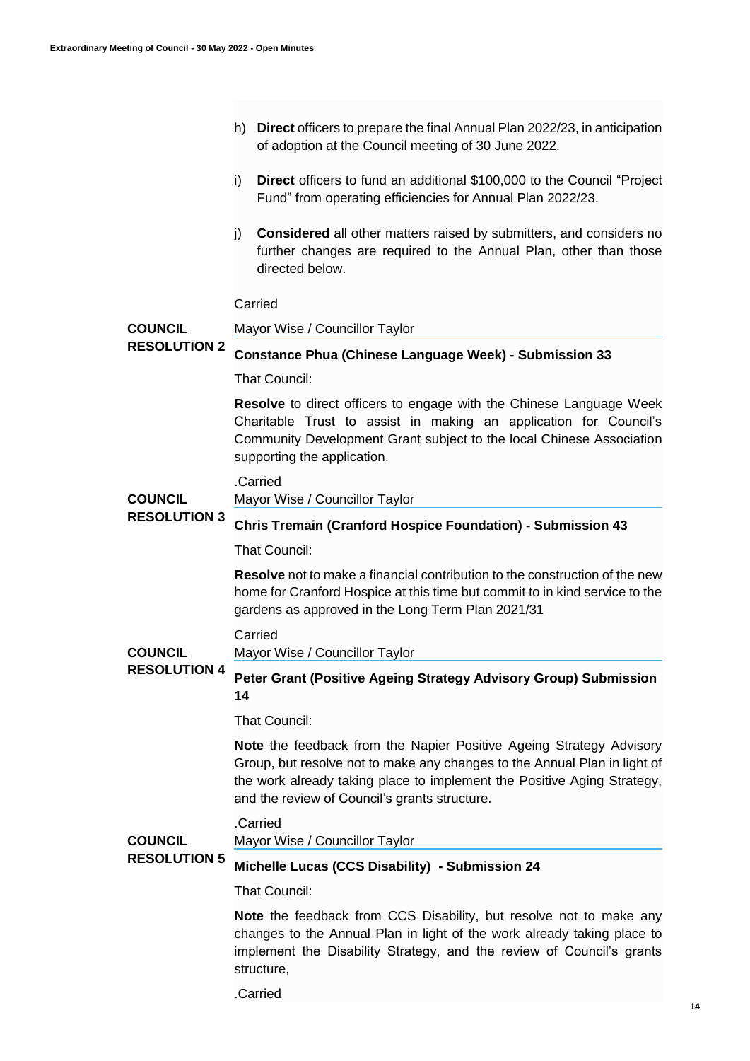h) **Direct** officers to prepare the final Annual Plan 2022/23, in anticipation of adoption at the Council meeting of 30 June 2022.

i) **Direct** officers to fund an additional $100,000 to the Council "Project Fund" from operating efficiencies for Annual Plan 2022/23.

j) **Considered** all other matters raised by submitters, and considers no further changes are required to the Annual Plan, other than those directed below.

Carried

**COUNCIL RESOLUTION 2**

Mayor Wise / Councillor Taylor

**Constance Phua (Chinese Language Week) - Submission 33**

That Council:

**Resolve** to direct officers to engage with the Chinese Language Week Charitable Trust to assist in making an application for Council's Community Development Grant subject to the local Chinese Association supporting the application.

.Carried

**COUNCIL RESOLUTION 3**

Mayor Wise / Councillor Taylor

**Chris Tremain (Cranford Hospice Foundation) - Submission 43**

That Council:

**Resolve** not to make a financial contribution to the construction of the new home for Cranford Hospice at this time but commit to in kind service to the gardens as approved in the Long Term Plan 2021/31

Carried

**COUNCIL RESOLUTION 4**

Mayor Wise / Councillor Taylor

**Peter Grant (Positive Ageing Strategy Advisory Group) Submission 14**

That Council:

**Note** the feedback from the Napier Positive Ageing Strategy Advisory Group, but resolve not to make any changes to the Annual Plan in light of the work already taking place to implement the Positive Aging Strategy, and the review of Council's grants structure.

.Carried

**COUNCIL RESOLUTION 5**

Mayor Wise / Councillor Taylor

**Michelle Lucas (CCS Disability) - Submission 24**

That Council:

**Note** the feedback from CCS Disability, but resolve not to make any changes to the Annual Plan in light of the work already taking place to implement the Disability Strategy, and the review of Council's grants structure,

.Carried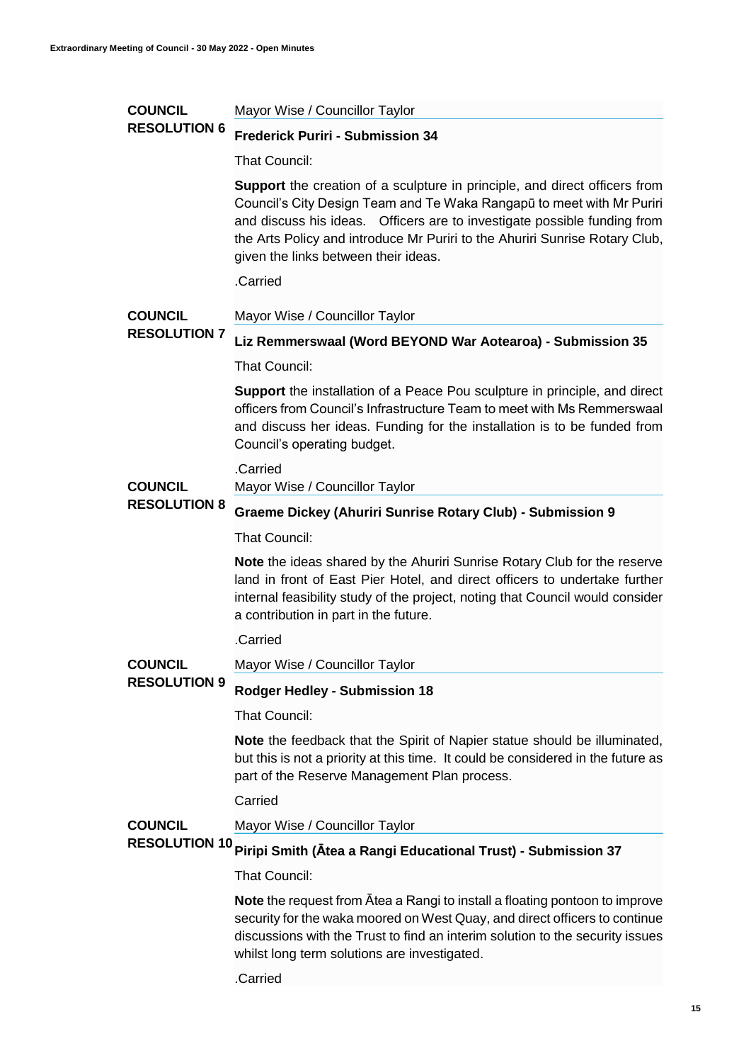**COUNCIL RESOLUTION 6**

Mayor Wise / Councillor Taylor

**Frederick Puriri - Submission 34**

That Council:

**Support** the creation of a sculpture in principle, and direct officers from Council's City Design Team and Te Waka Rangapū to meet with Mr Puriri and discuss his ideas. Officers are to investigate possible funding from the Arts Policy and introduce Mr Puriri to the Ahuriri Sunrise Rotary Club, given the links between their ideas.

.Carried

**COUNCIL RESOLUTION 7**

Mayor Wise / Councillor Taylor

**Liz Remmerswaal (Word BEYOND War Aotearoa) - Submission 35**

That Council:

**Support** the installation of a Peace Pou sculpture in principle, and direct officers from Council's Infrastructure Team to meet with Ms Remmerswaal and discuss her ideas. Funding for the installation is to be funded from Council's operating budget.

.Carried

**COUNCIL RESOLUTION 8**

Mayor Wise / Councillor Taylor

**Graeme Dickey (Ahuriri Sunrise Rotary Club) - Submission 9**

That Council:

**Note** the ideas shared by the Ahuriri Sunrise Rotary Club for the reserve land in front of East Pier Hotel, and direct officers to undertake further internal feasibility study of the project, noting that Council would consider a contribution in part in the future.

.Carried

**COUNCIL RESOLUTION 9**

Mayor Wise / Councillor Taylor

**Rodger Hedley - Submission 18**

That Council:

**Note** the feedback that the Spirit of Napier statue should be illuminated, but this is not a priority at this time. It could be considered in the future as part of the Reserve Management Plan process.

Carried

**COUNCIL RESOLUTION 10**

Mayor Wise / Councillor Taylor

**Piripi Smith (Ātea a Rangi Educational Trust) - Submission 37**

That Council:

**Note** the request from Ātea a Rangi to install a floating pontoon to improve security for the waka moored on West Quay, and direct officers to continue discussions with the Trust to find an interim solution to the security issues whilst long term solutions are investigated.

.Carried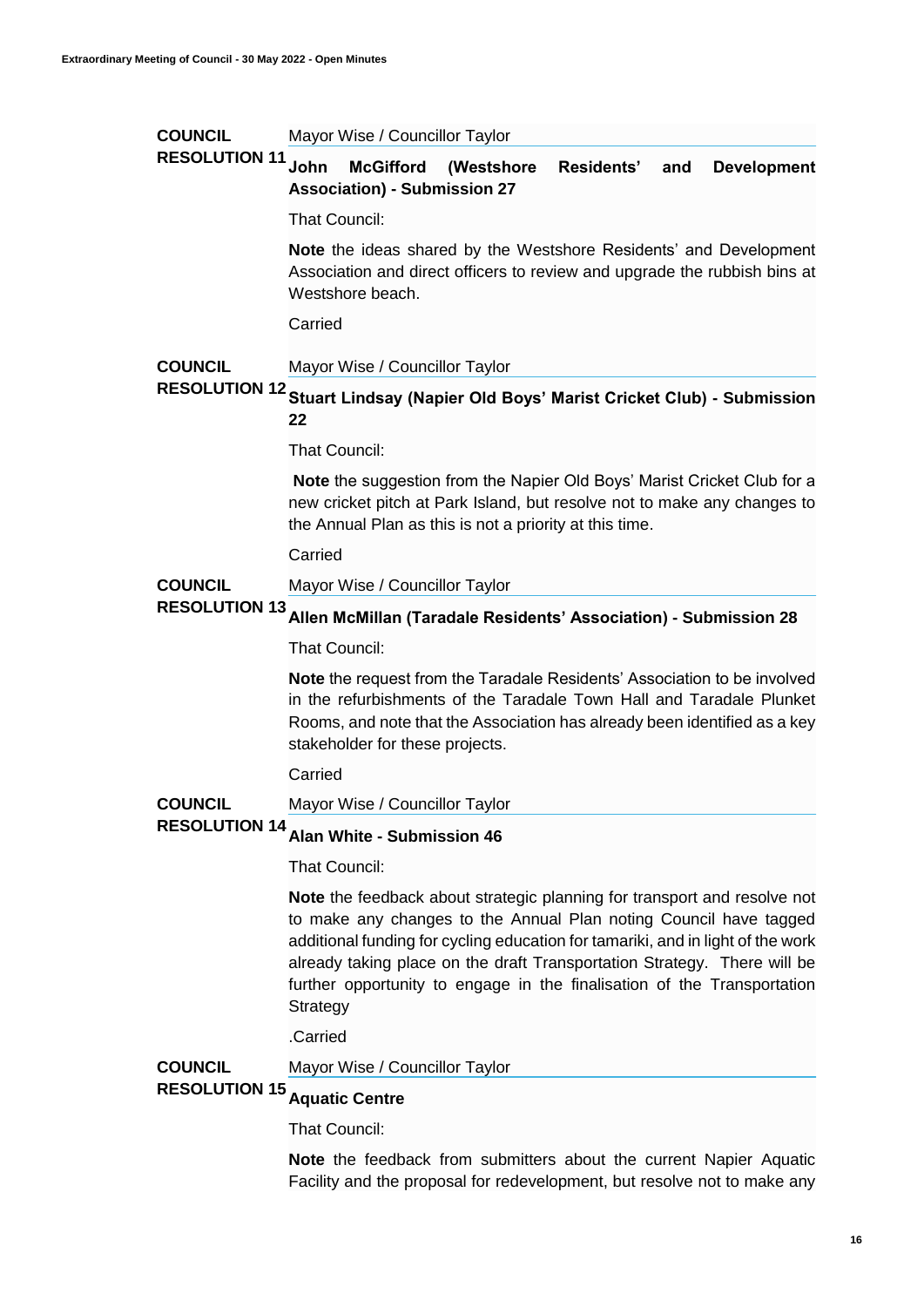**COUNCIL RESOLUTION 11**

Mayor Wise / Councillor Taylor

**John McGifford (Westshore Residents' and Development Association) - Submission 27**

That Council:

**Note** the ideas shared by the Westshore Residents' and Development Association and direct officers to review and upgrade the rubbish bins at Westshore beach.

Carried

**COUNCIL RESOLUTION 12**

Mayor Wise / Councillor Taylor

**Stuart Lindsay (Napier Old Boys' Marist Cricket Club) - Submission 22**

That Council:

**Note** the suggestion from the Napier Old Boys' Marist Cricket Club for a new cricket pitch at Park Island, but resolve not to make any changes to the Annual Plan as this is not a priority at this time.

Carried

**COUNCIL RESOLUTION 13**

Mayor Wise / Councillor Taylor

**Allen McMillan (Taradale Residents' Association) - Submission 28**

That Council:

**Note** the request from the Taradale Residents' Association to be involved in the refurbishments of the Taradale Town Hall and Taradale Plunket Rooms, and note that the Association has already been identified as a key stakeholder for these projects.

Carried

**COUNCIL RESOLUTION 14**

Mayor Wise / Councillor Taylor

**Alan White - Submission 46**

That Council:

**Note** the feedback about strategic planning for transport and resolve not to make any changes to the Annual Plan noting Council have tagged additional funding for cycling education for tamariki, and in light of the work already taking place on the draft Transportation Strategy. There will be further opportunity to engage in the finalisation of the Transportation Strategy

.Carried

**COUNCIL RESOLUTION 15**

Mayor Wise / Councillor Taylor

**Aquatic Centre**

That Council:

**Note** the feedback from submitters about the current Napier Aquatic Facility and the proposal for redevelopment, but resolve not to make any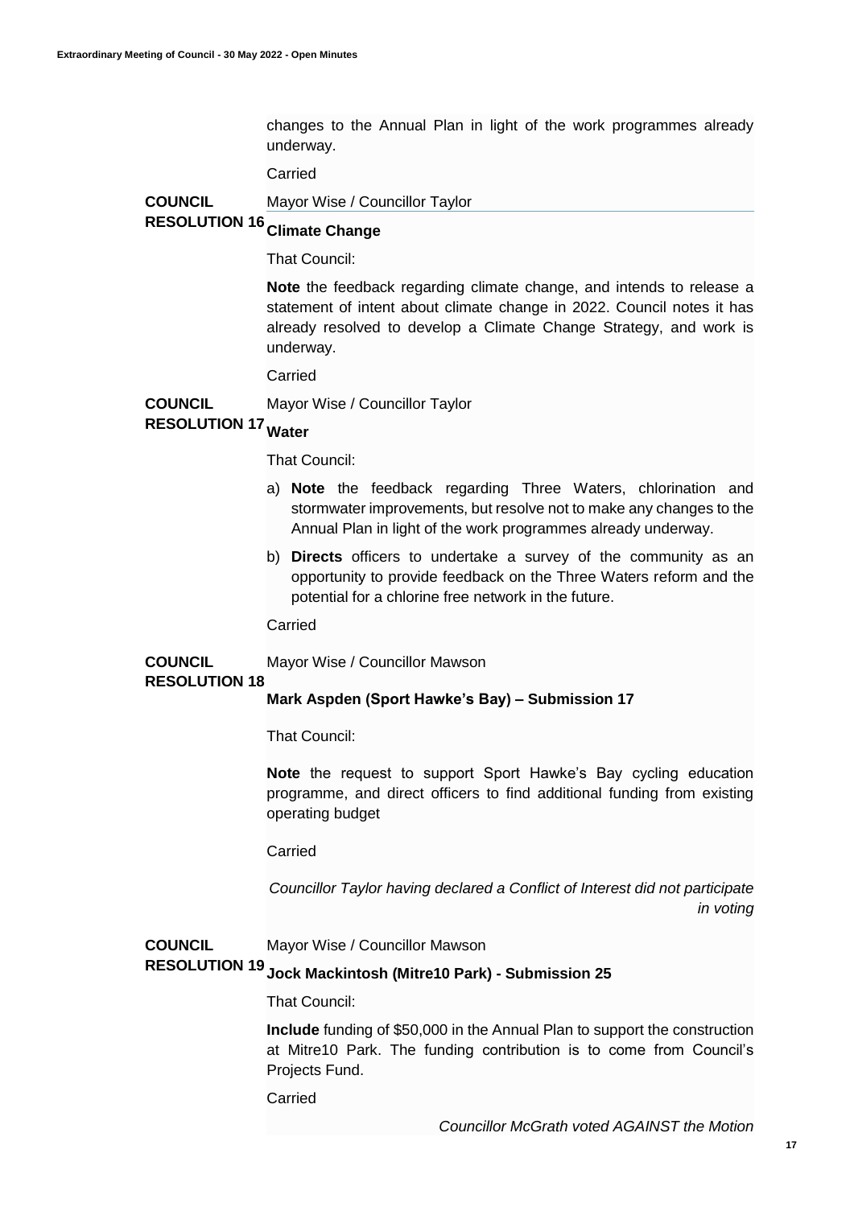changes to the Annual Plan in light of the work programmes already underway.

Carried

**COUNCIL RESOLUTION 16** Mayor Wise / Councillor Taylor

**Climate Change**

That Council:

**Note** the feedback regarding climate change, and intends to release a statement of intent about climate change in 2022. Council notes it has already resolved to develop a Climate Change Strategy, and work is underway.

Carried

**COUNCIL RESOLUTION 17** Mayor Wise / Councillor Taylor

**Water**

That Council:

a) **Note** the feedback regarding Three Waters, chlorination and stormwater improvements, but resolve not to make any changes to the Annual Plan in light of the work programmes already underway.

b) **Directs** officers to undertake a survey of the community as an opportunity to provide feedback on the Three Waters reform and the potential for a chlorine free network in the future.

Carried

**COUNCIL RESOLUTION 18** Mayor Wise / Councillor Mawson

**Mark Aspden (Sport Hawke's Bay) – Submission 17**

That Council:

**Note** the request to support Sport Hawke's Bay cycling education programme, and direct officers to find additional funding from existing operating budget

Carried

*Councillor Taylor having declared a Conflict of Interest did not participate in voting*

**COUNCIL RESOLUTION 19** Mayor Wise / Councillor Mawson

**Jock Mackintosh (Mitre10 Park) - Submission 25**

That Council:

**Include** funding of $50,000 in the Annual Plan to support the construction at Mitre10 Park. The funding contribution is to come from Council's Projects Fund.

Carried

*Councillor McGrath voted AGAINST the Motion*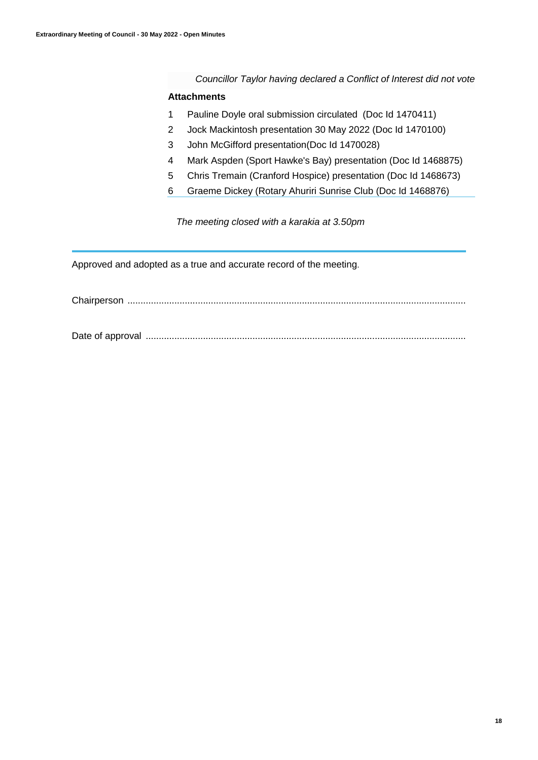*Councillor Taylor having declared a Conflict of Interest did not vote*

**Attachments**

1 Pauline Doyle oral submission circulated (Doc Id 1470411)
2 Jock Mackintosh presentation 30 May 2022 (Doc Id 1470100)
3 John McGifford presentation(Doc Id 1470028)
4 Mark Aspden (Sport Hawke's Bay) presentation (Doc Id 1468875)
5 Chris Tremain (Cranford Hospice) presentation (Doc Id 1468673)
6 Graeme Dickey (Rotary Ahuriri Sunrise Club (Doc Id 1468876)

*The meeting closed with a karakia at 3.50pm*

---

Approved and adopted as a true and accurate record of the meeting.

Chairperson .................................................................................................................................

Date of approval ..........................................................................................................................